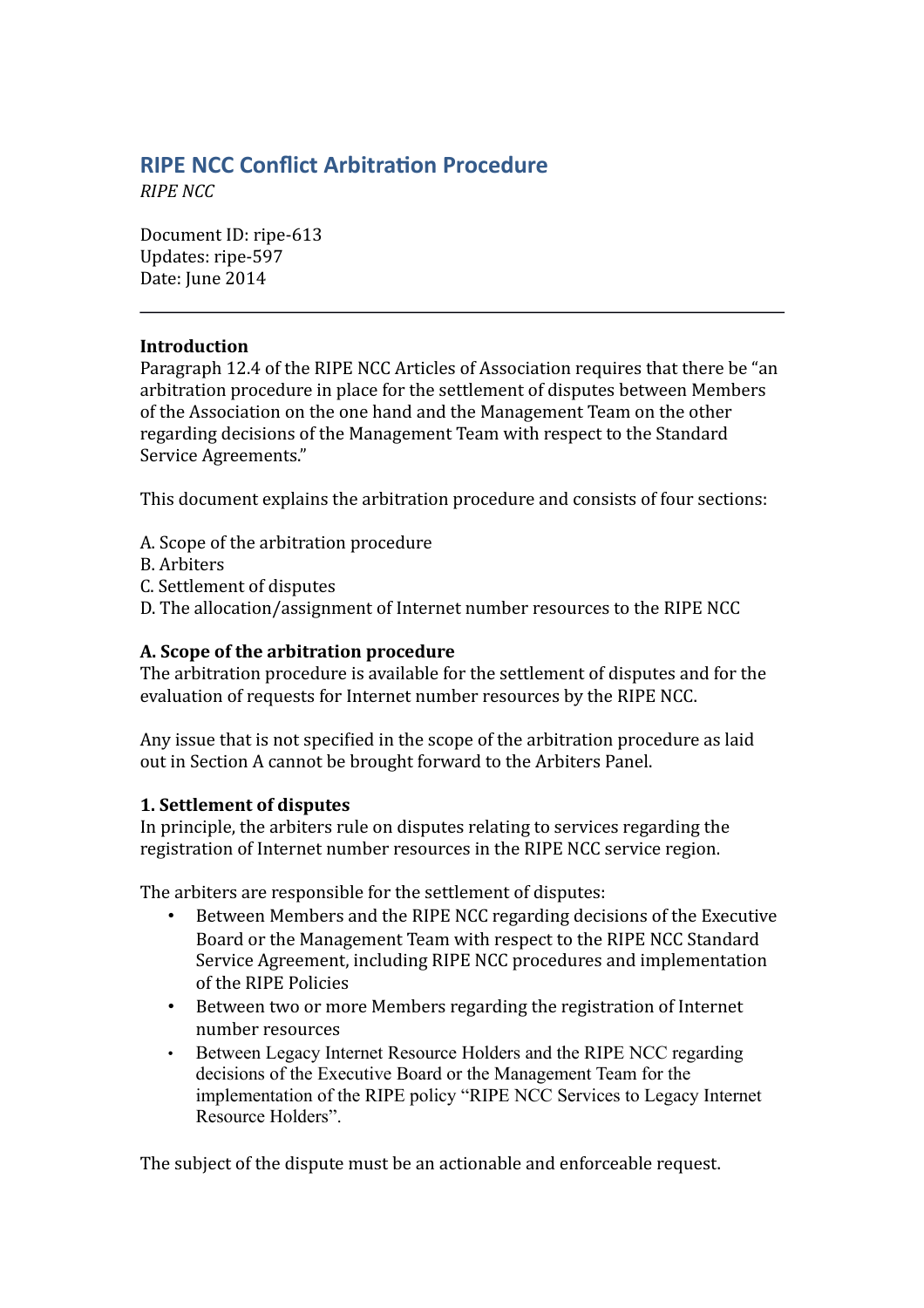# RIPE NCC Conflict Arbitration Procedure

*RIPE NCC*

Document ID: ripe-613
Updates: ripe-597
Date: June 2014

---

**Introduction**

Paragraph 12.4 of the RIPE NCC Articles of Association requires that there be "an arbitration procedure in place for the settlement of disputes between Members of the Association on the one hand and the Management Team on the other regarding decisions of the Management Team with respect to the Standard Service Agreements."

This document explains the arbitration procedure and consists of four sections:

A. Scope of the arbitration procedure
B. Arbiters
C. Settlement of disputes
D. The allocation/assignment of Internet number resources to the RIPE NCC

**A. Scope of the arbitration procedure**

The arbitration procedure is available for the settlement of disputes and for the evaluation of requests for Internet number resources by the RIPE NCC.

Any issue that is not specified in the scope of the arbitration procedure as laid out in Section A cannot be brought forward to the Arbiters Panel.

**1. Settlement of disputes**

In principle, the arbiters rule on disputes relating to services regarding the registration of Internet number resources in the RIPE NCC service region.

The arbiters are responsible for the settlement of disputes:

- Between Members and the RIPE NCC regarding decisions of the Executive Board or the Management Team with respect to the RIPE NCC Standard Service Agreement, including RIPE NCC procedures and implementation of the RIPE Policies
- Between two or more Members regarding the registration of Internet number resources
- Between Legacy Internet Resource Holders and the RIPE NCC regarding decisions of the Executive Board or the Management Team for the implementation of the RIPE policy "RIPE NCC Services to Legacy Internet Resource Holders".

The subject of the dispute must be an actionable and enforceable request.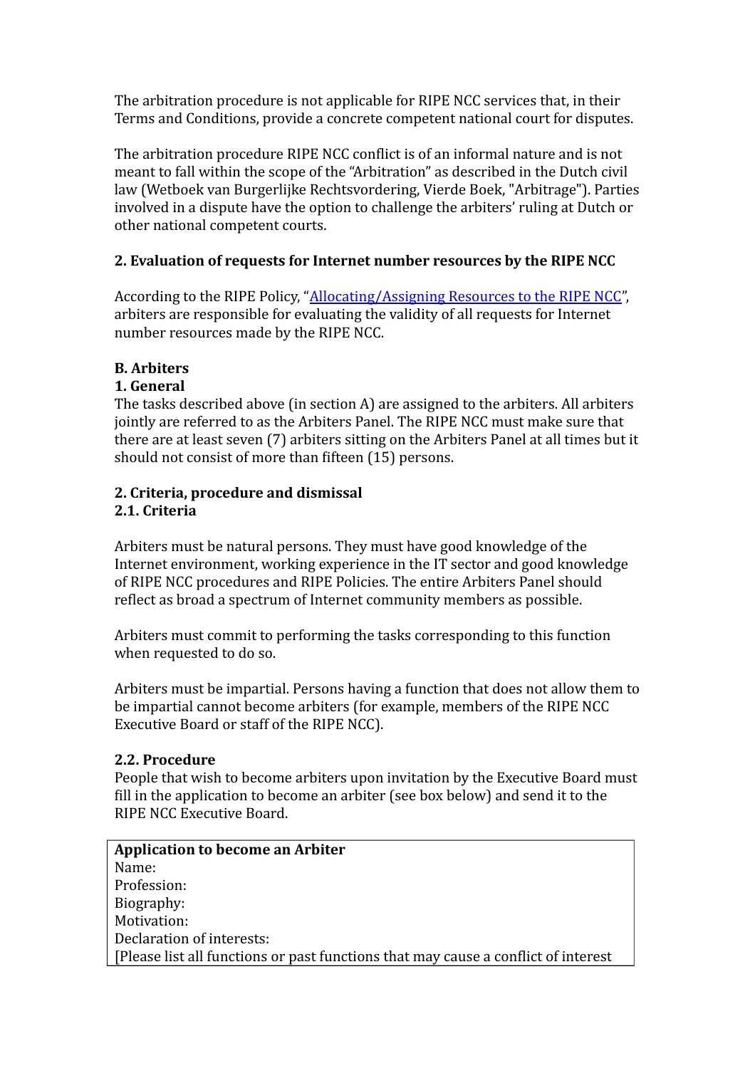The arbitration procedure is not applicable for RIPE NCC services that, in their Terms and Conditions, provide a concrete competent national court for disputes.

The arbitration procedure RIPE NCC conflict is of an informal nature and is not meant to fall within the scope of the "Arbitration" as described in the Dutch civil law (Wetboek van Burgerlijke Rechtsvordering, Vierde Boek, "Arbitrage"). Parties involved in a dispute have the option to challenge the arbiters' ruling at Dutch or other national competent courts.

### 2. Evaluation of requests for Internet number resources by the RIPE NCC

According to the RIPE Policy, "Allocating/Assigning Resources to the RIPE NCC", arbiters are responsible for evaluating the validity of all requests for Internet number resources made by the RIPE NCC.

## B. Arbiters

### 1. General

The tasks described above (in section A) are assigned to the arbiters. All arbiters jointly are referred to as the Arbiters Panel. The RIPE NCC must make sure that there are at least seven (7) arbiters sitting on the Arbiters Panel at all times but it should not consist of more than fifteen (15) persons.

### 2. Criteria, procedure and dismissal

#### 2.1. Criteria

Arbiters must be natural persons. They must have good knowledge of the Internet environment, working experience in the IT sector and good knowledge of RIPE NCC procedures and RIPE Policies. The entire Arbiters Panel should reflect as broad a spectrum of Internet community members as possible.

Arbiters must commit to performing the tasks corresponding to this function when requested to do so.

Arbiters must be impartial. Persons having a function that does not allow them to be impartial cannot become arbiters (for example, members of the RIPE NCC Executive Board or staff of the RIPE NCC).

#### 2.2. Procedure

People that wish to become arbiters upon invitation by the Executive Board must fill in the application to become an arbiter (see box below) and send it to the RIPE NCC Executive Board.

**Application to become an Arbiter**
Name:
Profession:
Biography:
Motivation:
Declaration of interests:
[Please list all functions or past functions that may cause a conflict of interest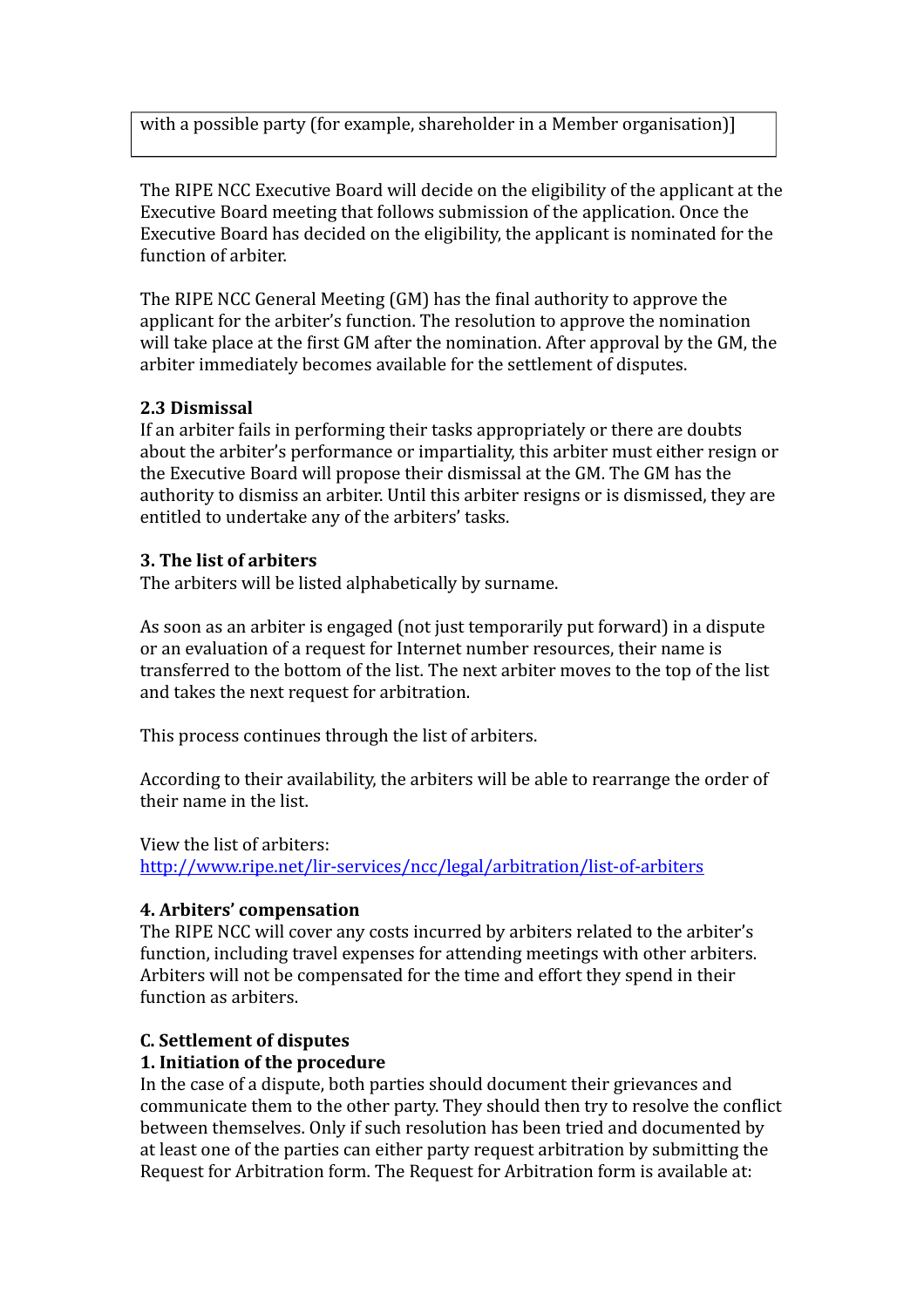| with a possible party (for example, shareholder in a Member organisation)] |
|---|

The RIPE NCC Executive Board will decide on the eligibility of the applicant at the Executive Board meeting that follows submission of the application. Once the Executive Board has decided on the eligibility, the applicant is nominated for the function of arbiter.

The RIPE NCC General Meeting (GM) has the final authority to approve the applicant for the arbiter's function. The resolution to approve the nomination will take place at the first GM after the nomination. After approval by the GM, the arbiter immediately becomes available for the settlement of disputes.

**2.3 Dismissal**
If an arbiter fails in performing their tasks appropriately or there are doubts about the arbiter's performance or impartiality, this arbiter must either resign or the Executive Board will propose their dismissal at the GM. The GM has the authority to dismiss an arbiter. Until this arbiter resigns or is dismissed, they are entitled to undertake any of the arbiters' tasks.

**3. The list of arbiters**
The arbiters will be listed alphabetically by surname.

As soon as an arbiter is engaged (not just temporarily put forward) in a dispute or an evaluation of a request for Internet number resources, their name is transferred to the bottom of the list. The next arbiter moves to the top of the list and takes the next request for arbitration.

This process continues through the list of arbiters.

According to their availability, the arbiters will be able to rearrange the order of their name in the list.

View the list of arbiters:
[http://www.ripe.net/lir-services/ncc/legal/arbitration/list-of-arbiters](http://www.ripe.net/lir-services/ncc/legal/arbitration/list-of-arbiters)

**4. Arbiters' compensation**
The RIPE NCC will cover any costs incurred by arbiters related to the arbiter's function, including travel expenses for attending meetings with other arbiters. Arbiters will not be compensated for the time and effort they spend in their function as arbiters.

**C. Settlement of disputes**
**1. Initiation of the procedure**
In the case of a dispute, both parties should document their grievances and communicate them to the other party. They should then try to resolve the conflict between themselves. Only if such resolution has been tried and documented by at least one of the parties can either party request arbitration by submitting the Request for Arbitration form. The Request for Arbitration form is available at: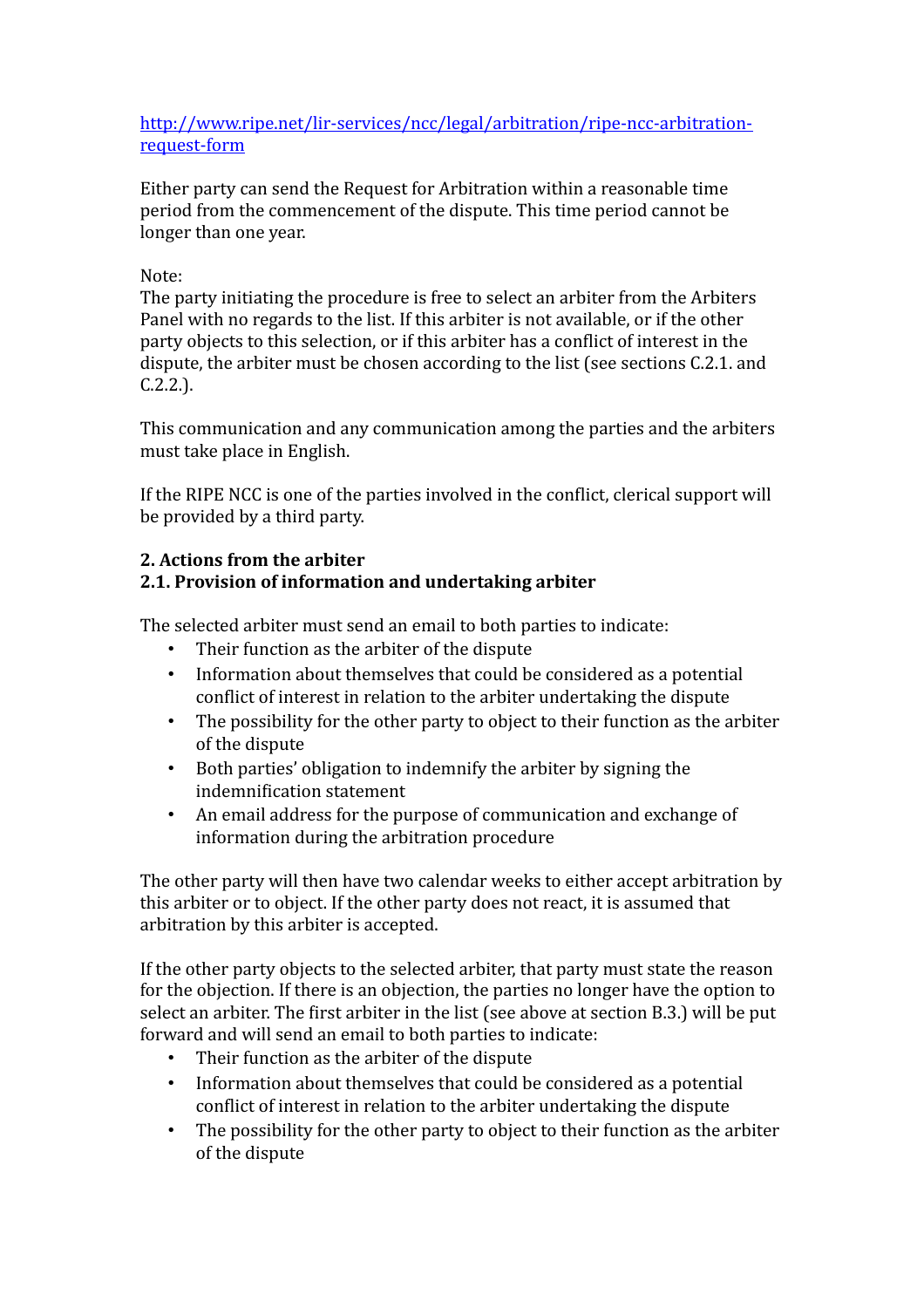[http://www.ripe.net/lir-services/ncc/legal/arbitration/ripe-ncc-arbitration-request-form](http://www.ripe.net/lir-services/ncc/legal/arbitration/ripe-ncc-arbitration-request-form)

Either party can send the Request for Arbitration within a reasonable time period from the commencement of the dispute. This time period cannot be longer than one year.

Note:
The party initiating the procedure is free to select an arbiter from the Arbiters Panel with no regards to the list. If this arbiter is not available, or if the other party objects to this selection, or if this arbiter has a conflict of interest in the dispute, the arbiter must be chosen according to the list (see sections C.2.1. and C.2.2.).

This communication and any communication among the parties and the arbiters must take place in English.

If the RIPE NCC is one of the parties involved in the conflict, clerical support will be provided by a third party.

### 2. Actions from the arbiter

### 2.1. Provision of information and undertaking arbiter

The selected arbiter must send an email to both parties to indicate:

- Their function as the arbiter of the dispute
- Information about themselves that could be considered as a potential conflict of interest in relation to the arbiter undertaking the dispute
- The possibility for the other party to object to their function as the arbiter of the dispute
- Both parties' obligation to indemnify the arbiter by signing the indemnification statement
- An email address for the purpose of communication and exchange of information during the arbitration procedure

The other party will then have two calendar weeks to either accept arbitration by this arbiter or to object. If the other party does not react, it is assumed that arbitration by this arbiter is accepted.

If the other party objects to the selected arbiter, that party must state the reason for the objection. If there is an objection, the parties no longer have the option to select an arbiter. The first arbiter in the list (see above at section B.3.) will be put forward and will send an email to both parties to indicate:

- Their function as the arbiter of the dispute
- Information about themselves that could be considered as a potential conflict of interest in relation to the arbiter undertaking the dispute
- The possibility for the other party to object to their function as the arbiter of the dispute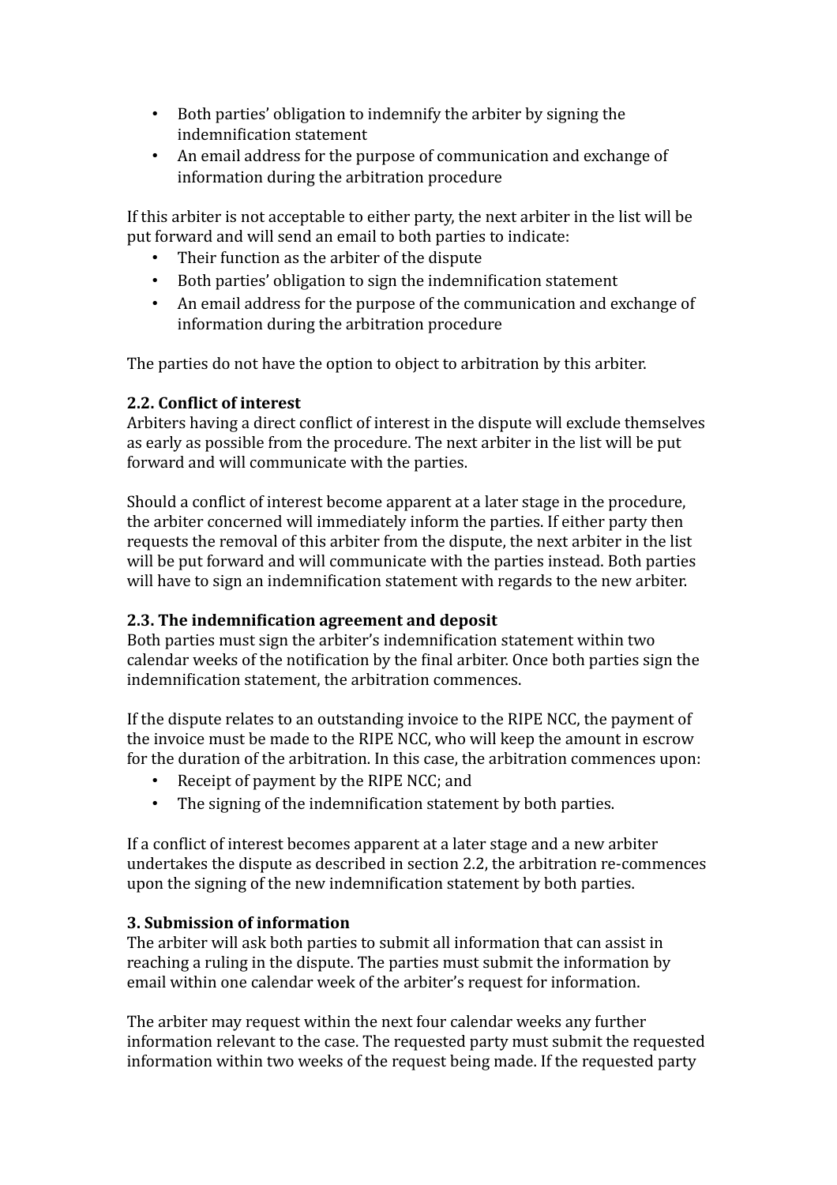- Both parties' obligation to indemnify the arbiter by signing the indemnification statement
- An email address for the purpose of communication and exchange of information during the arbitration procedure

If this arbiter is not acceptable to either party, the next arbiter in the list will be put forward and will send an email to both parties to indicate:

- Their function as the arbiter of the dispute
- Both parties' obligation to sign the indemnification statement
- An email address for the purpose of the communication and exchange of information during the arbitration procedure

The parties do not have the option to object to arbitration by this arbiter.

**2.2. Conflict of interest**

Arbiters having a direct conflict of interest in the dispute will exclude themselves as early as possible from the procedure. The next arbiter in the list will be put forward and will communicate with the parties.

Should a conflict of interest become apparent at a later stage in the procedure, the arbiter concerned will immediately inform the parties. If either party then requests the removal of this arbiter from the dispute, the next arbiter in the list will be put forward and will communicate with the parties instead. Both parties will have to sign an indemnification statement with regards to the new arbiter.

**2.3. The indemnification agreement and deposit**

Both parties must sign the arbiter's indemnification statement within two calendar weeks of the notification by the final arbiter. Once both parties sign the indemnification statement, the arbitration commences.

If the dispute relates to an outstanding invoice to the RIPE NCC, the payment of the invoice must be made to the RIPE NCC, who will keep the amount in escrow for the duration of the arbitration. In this case, the arbitration commences upon:

- Receipt of payment by the RIPE NCC; and
- The signing of the indemnification statement by both parties.

If a conflict of interest becomes apparent at a later stage and a new arbiter undertakes the dispute as described in section 2.2, the arbitration re-commences upon the signing of the new indemnification statement by both parties.

**3. Submission of information**

The arbiter will ask both parties to submit all information that can assist in reaching a ruling in the dispute. The parties must submit the information by email within one calendar week of the arbiter's request for information.

The arbiter may request within the next four calendar weeks any further information relevant to the case. The requested party must submit the requested information within two weeks of the request being made. If the requested party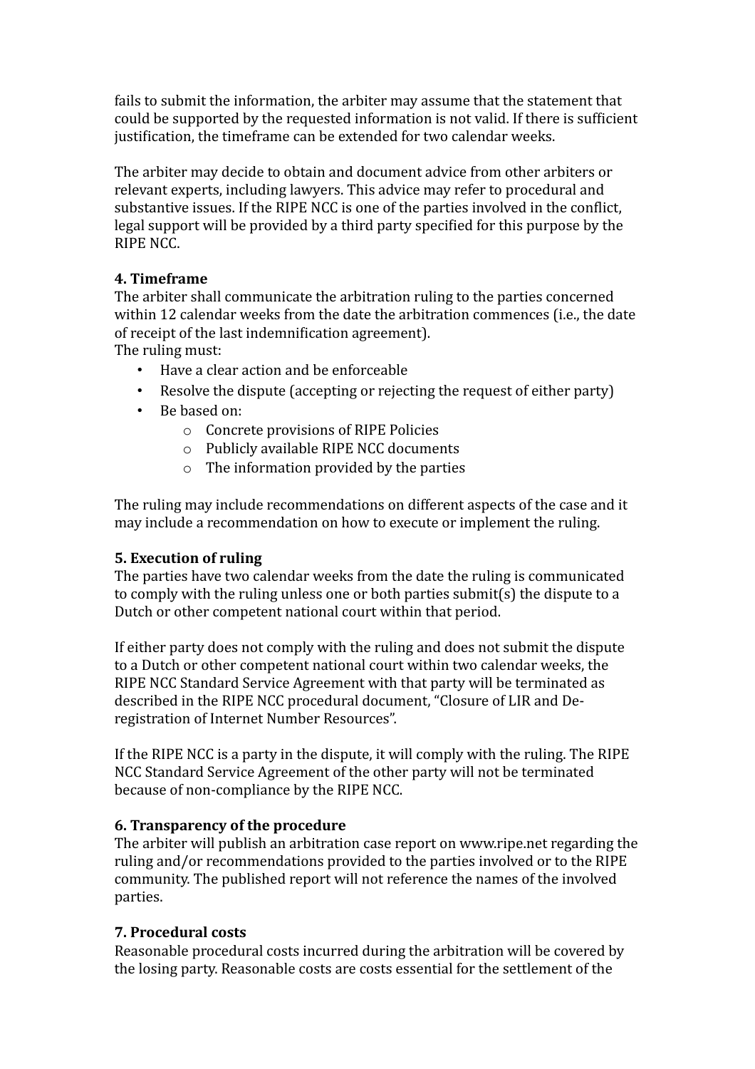fails to submit the information, the arbiter may assume that the statement that could be supported by the requested information is not valid. If there is sufficient justification, the timeframe can be extended for two calendar weeks.

The arbiter may decide to obtain and document advice from other arbiters or relevant experts, including lawyers. This advice may refer to procedural and substantive issues. If the RIPE NCC is one of the parties involved in the conflict, legal support will be provided by a third party specified for this purpose by the RIPE NCC.

**4. Timeframe**

The arbiter shall communicate the arbitration ruling to the parties concerned within 12 calendar weeks from the date the arbitration commences (i.e., the date of receipt of the last indemnification agreement).

The ruling must:

- Have a clear action and be enforceable
- Resolve the dispute (accepting or rejecting the request of either party)
- Be based on:
  - Concrete provisions of RIPE Policies
  - Publicly available RIPE NCC documents
  - The information provided by the parties

The ruling may include recommendations on different aspects of the case and it may include a recommendation on how to execute or implement the ruling.

**5. Execution of ruling**

The parties have two calendar weeks from the date the ruling is communicated to comply with the ruling unless one or both parties submit(s) the dispute to a Dutch or other competent national court within that period.

If either party does not comply with the ruling and does not submit the dispute to a Dutch or other competent national court within two calendar weeks, the RIPE NCC Standard Service Agreement with that party will be terminated as described in the RIPE NCC procedural document, "Closure of LIR and De-registration of Internet Number Resources".

If the RIPE NCC is a party in the dispute, it will comply with the ruling. The RIPE NCC Standard Service Agreement of the other party will not be terminated because of non-compliance by the RIPE NCC.

**6. Transparency of the procedure**

The arbiter will publish an arbitration case report on www.ripe.net regarding the ruling and/or recommendations provided to the parties involved or to the RIPE community. The published report will not reference the names of the involved parties.

**7. Procedural costs**

Reasonable procedural costs incurred during the arbitration will be covered by the losing party. Reasonable costs are costs essential for the settlement of the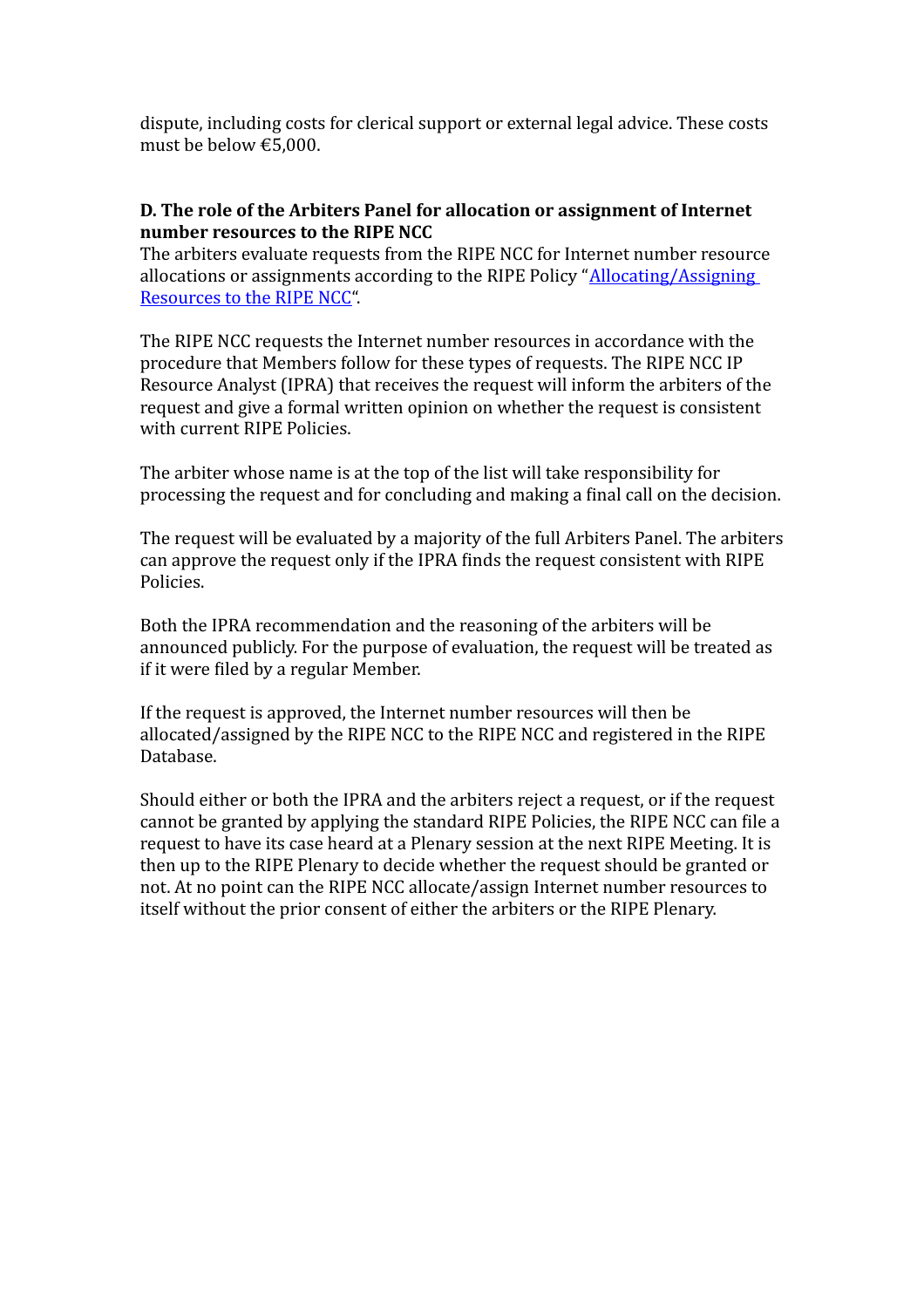dispute, including costs for clerical support or external legal advice. These costs must be below €5,000.

**D. The role of the Arbiters Panel for allocation or assignment of Internet number resources to the RIPE NCC**

The arbiters evaluate requests from the RIPE NCC for Internet number resource allocations or assignments according to the RIPE Policy "Allocating/Assigning Resources to the RIPE NCC".

The RIPE NCC requests the Internet number resources in accordance with the procedure that Members follow for these types of requests. The RIPE NCC IP Resource Analyst (IPRA) that receives the request will inform the arbiters of the request and give a formal written opinion on whether the request is consistent with current RIPE Policies.

The arbiter whose name is at the top of the list will take responsibility for processing the request and for concluding and making a final call on the decision.

The request will be evaluated by a majority of the full Arbiters Panel. The arbiters can approve the request only if the IPRA finds the request consistent with RIPE Policies.

Both the IPRA recommendation and the reasoning of the arbiters will be announced publicly. For the purpose of evaluation, the request will be treated as if it were filed by a regular Member.

If the request is approved, the Internet number resources will then be allocated/assigned by the RIPE NCC to the RIPE NCC and registered in the RIPE Database.

Should either or both the IPRA and the arbiters reject a request, or if the request cannot be granted by applying the standard RIPE Policies, the RIPE NCC can file a request to have its case heard at a Plenary session at the next RIPE Meeting. It is then up to the RIPE Plenary to decide whether the request should be granted or not. At no point can the RIPE NCC allocate/assign Internet number resources to itself without the prior consent of either the arbiters or the RIPE Plenary.